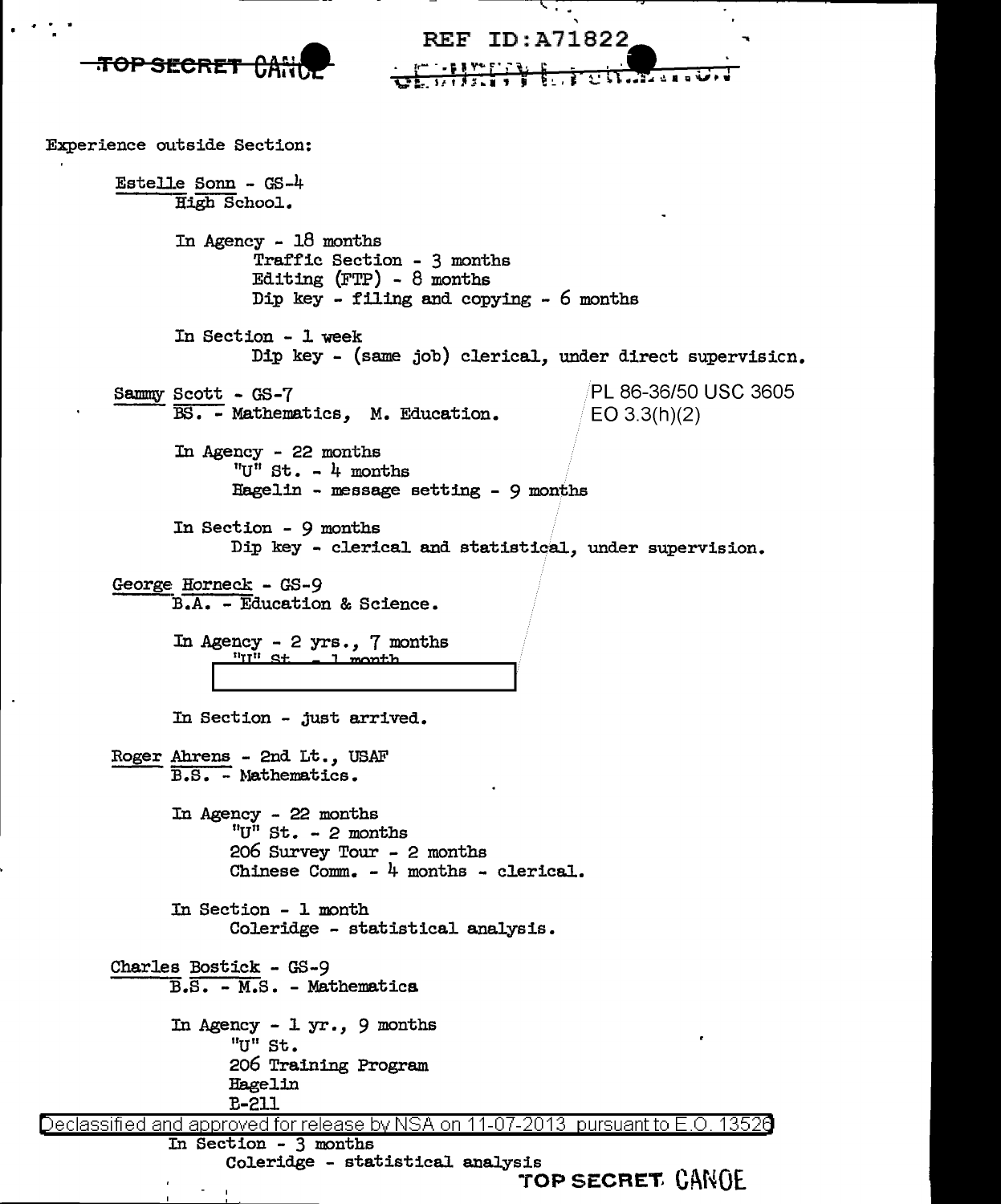Experience outside Section:

Estelle Sonn - GS-4
High School.

In Agency - 18 months
Traffic Section - 3 months
Editing (FTP) - 8 months
Dip key - filing and copying - 6 months

In Section - 1 week
Dip key - (same job) clerical, under direct supervision.

Sammy Scott - GS-7
BS. - Mathematics, M. Education.

PL 86-36/50 USC 3605
EO 3.3(h)(2)

In Agency - 22 months
"U" St. - 4 months
Hagelin - message setting - 9 months

In Section - 9 months
Dip key - clerical and statistical, under supervision.

George Horneck - GS-9
B.A. - Education & Science.

In Agency - 2 yrs., 7 months
"U" St. - 1 month
[redacted]

In Section - just arrived.

Roger Ahrens - 2nd Lt., USAF
B.S. - Mathematics.

In Agency - 22 months
"U" St. - 2 months
206 Survey Tour - 2 months
Chinese Comm. - 4 months - clerical.

In Section - 1 month
Coleridge - statistical analysis.

Charles Bostick - GS-9
B.S. - M.S. - Mathematics

In Agency - 1 yr., 9 months
"U" St.
206 Training Program
Hagelin
B-211

In Section - 3 months
Coleridge - statistical analysis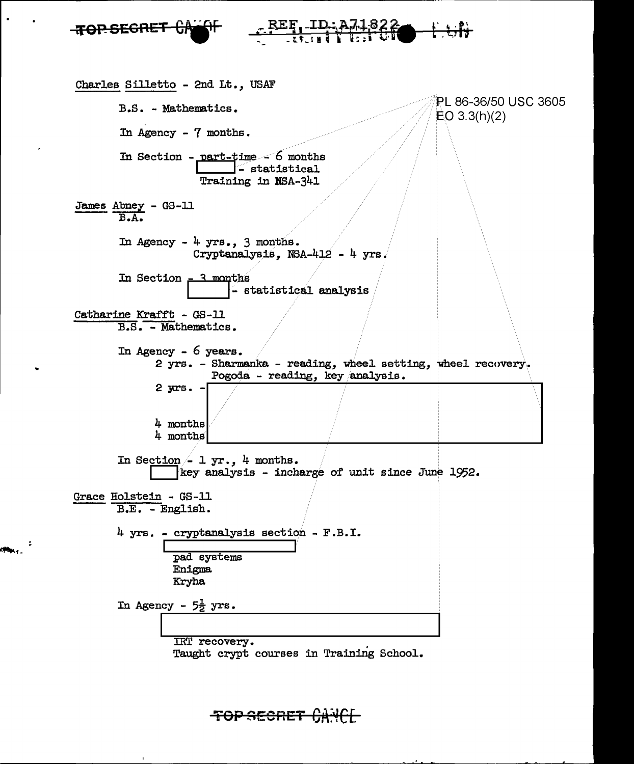**Charles Silletto** - 2nd Lt., USAF

B.S. - Mathematics.

In Agency - 7 months.

In Section - part-time - 6 months
[ ] - statistical
Training in NSA-341

PL 86-36/50 USC 3605
EO 3.3(h)(2)

**James Abney** - GS-11
B.A.

In Agency - 4 yrs., 3 months.
Cryptanalysis, NSA-412 - 4 yrs.

In Section - 3 months
[ ] - statistical analysis

**Catharine Krafft** - GS-11
B.S. - Mathematics.

In Agency - 6 years.
2 yrs. - Sharmanka - reading, wheel setting, wheel recovery.
Pogoda - reading, key analysis.
2 yrs. - [ ]

4 months [ ]
4 months [ ]

In Section - 1 yr., 4 months.
[ ] key analysis - incharge of unit since June 1952.

**Grace Holstein** - GS-11
B.E. - English.

4 yrs. - cryptanalysis section - F.B.I.
[ ]
pad systems
Enigma
Kryha

In Agency - 5½ yrs.
[ ]
IRT recovery.
Taught crypt courses in Training School.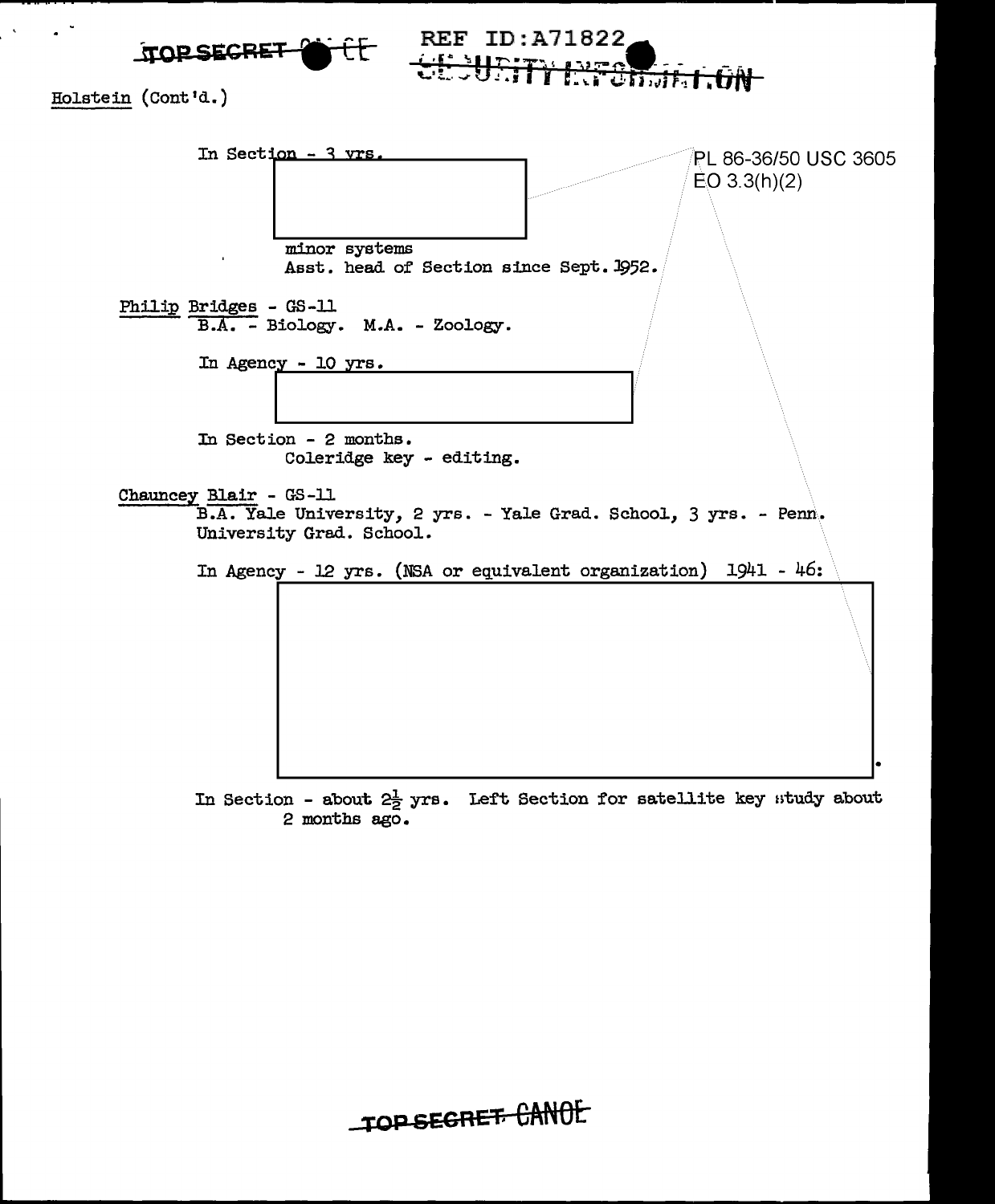Holstein (Cont'd.)

In Section - 3 yrs.

[REDACTED]

minor systems
Asst. head of Section since Sept. 1952.

PL 86-36/50 USC 3605
EO 3.3(h)(2)

Philip Bridges - GS-11
B.A. - Biology. M.A. - Zoology.

In Agency - 10 yrs.

[REDACTED]

In Section - 2 months.
Coleridge key - editing.

Chauncey Blair - GS-11
B.A. Yale University, 2 yrs. - Yale Grad. School, 3 yrs. - Penn. University Grad. School.

In Agency - 12 yrs. (NSA or equivalent organization) 1941 - 46:

[REDACTED].

In Section - about $2\frac{1}{2}$ yrs. Left Section for satellite key study about 2 months ago.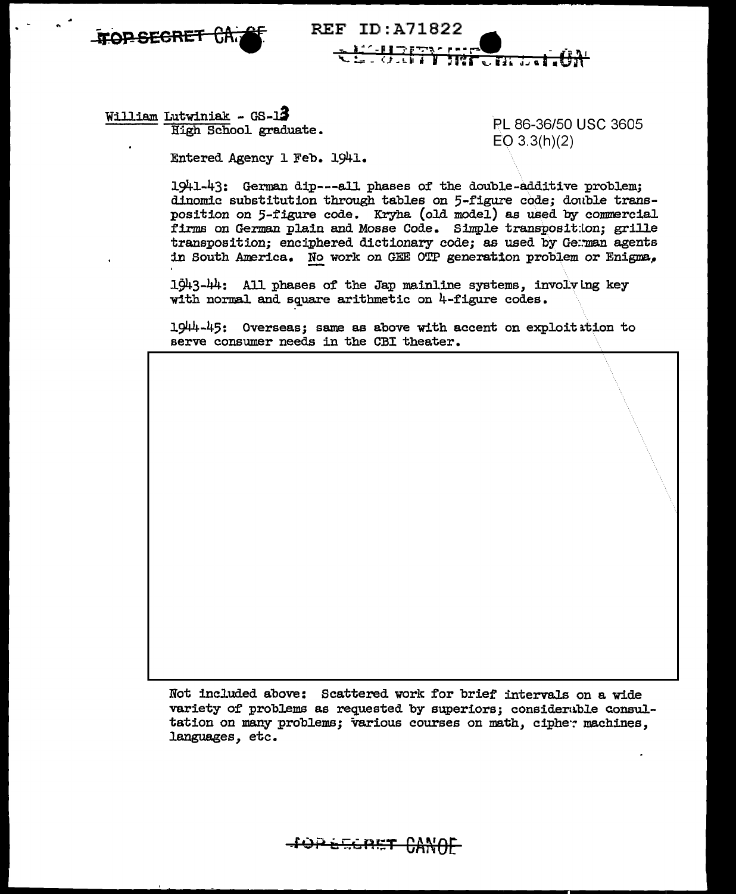TOP SECRET CANOE

REF ID:A71822

SECURITY INFORMATION

William Lutwiniak - GS-13
High School graduate.

PL 86-36/50 USC 3605
EO 3.3(h)(2)

Entered Agency 1 Feb. 1941.

1941-43: German dip---all phases of the double-additive problem; dinomic substitution through tables on 5-figure code; double transposition on 5-figure code. Kryha (old model) as used by commercial firms on German plain and Mosse Code. Simple transposition; grille transposition; enciphered dictionary code; as used by German agents in South America. No work on GEE OTP generation problem or Enigma.

1943-44: All phases of the Jap mainline systems, involving key with normal and square arithmetic on 4-figure codes.

1944-45: Overseas; same as above with accent on exploitation to serve consumer needs in the CBI theater.

Not included above: Scattered work for brief intervals on a wide variety of problems as requested by superiors; considerable consultation on many problems; various courses on math, cipher machines, languages, etc.

TOP SECRET CANOE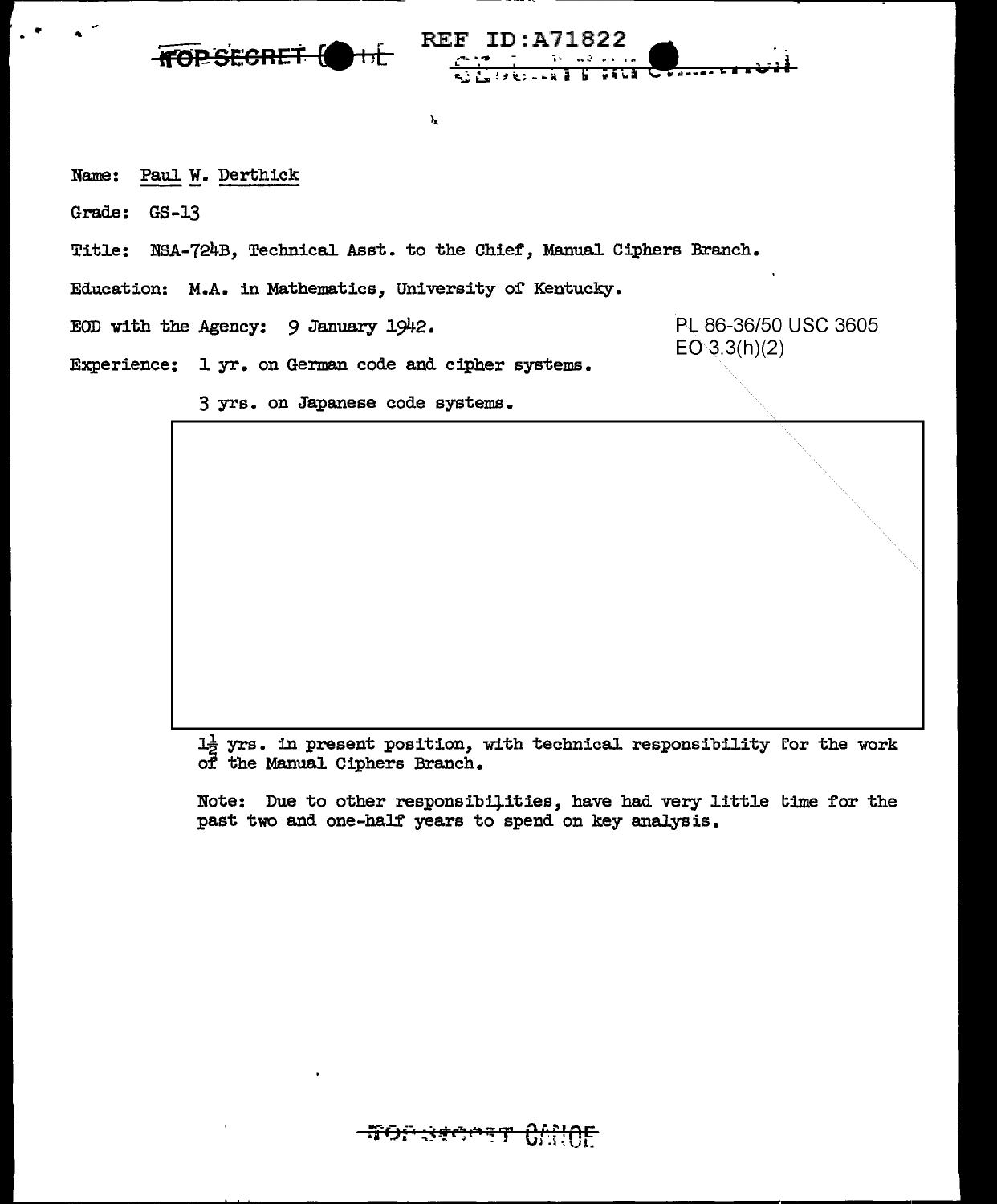Name: Paul W. Derthick

Grade: GS-13

Title: NSA-724B, Technical Asst. to the Chief, Manual Ciphers Branch.

Education: M.A. in Mathematics, University of Kentucky.

EOD with the Agency: 9 January 1942.

PL 86-36/50 USC 3605
EO 3.3(h)(2)

Experience: 1 yr. on German code and cipher systems.

3 yrs. on Japanese code systems.

1½ yrs. in present position, with technical responsibility for the work of the Manual Ciphers Branch.

Note: Due to other responsibilities, have had very little time for the past two and one-half years to spend on key analysis.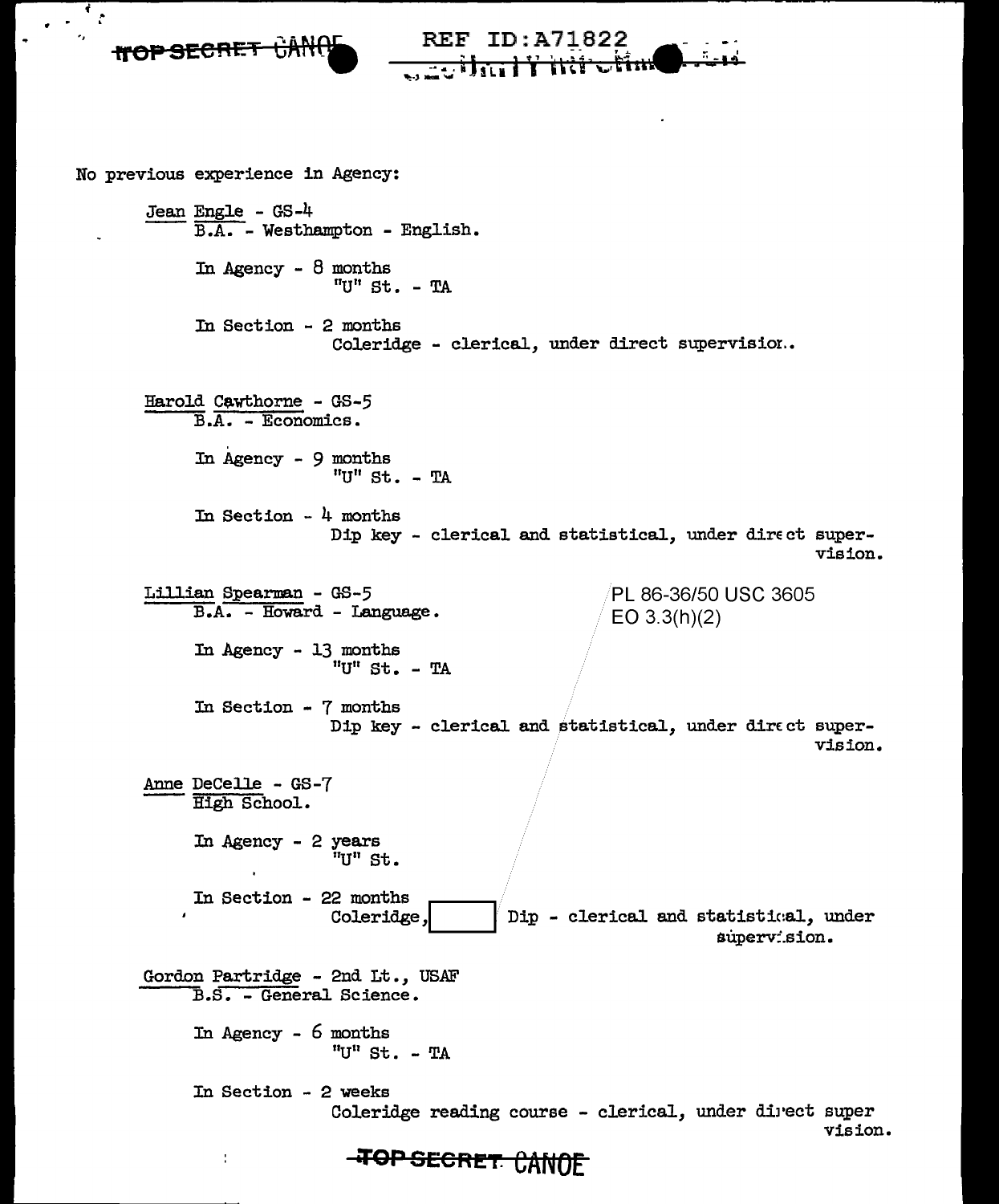No previous experience in Agency:

Jean Engle - GS-4
B.A. - Westhampton - English.

In Agency - 8 months
"U" St. - TA

In Section - 2 months
Coleridge - clerical, under direct supervision.

Harold Cawthorne - GS-5
B.A. - Economics.

In Agency - 9 months
"U" St. - TA

In Section - 4 months
Dip key - clerical and statistical, under direct supervision.

Lillian Spearman - GS-5
B.A. - Howard - Language.

PL 86-36/50 USC 3605
EO 3.3(h)(2)

In Agency - 13 months
"U" St. - TA

In Section - 7 months
Dip key - clerical and statistical, under direct supervision.

Anne DeCelle - GS-7
High School.

In Agency - 2 years
"U" St.

In Section - 22 months
Coleridge, [ ] Dip - clerical and statistical, under supervision.

Gordon Partridge - 2nd Lt., USAF
B.S. - General Science.

In Agency - 6 months
"U" St. - TA

In Section - 2 weeks
Coleridge reading course - clerical, under direct supervision.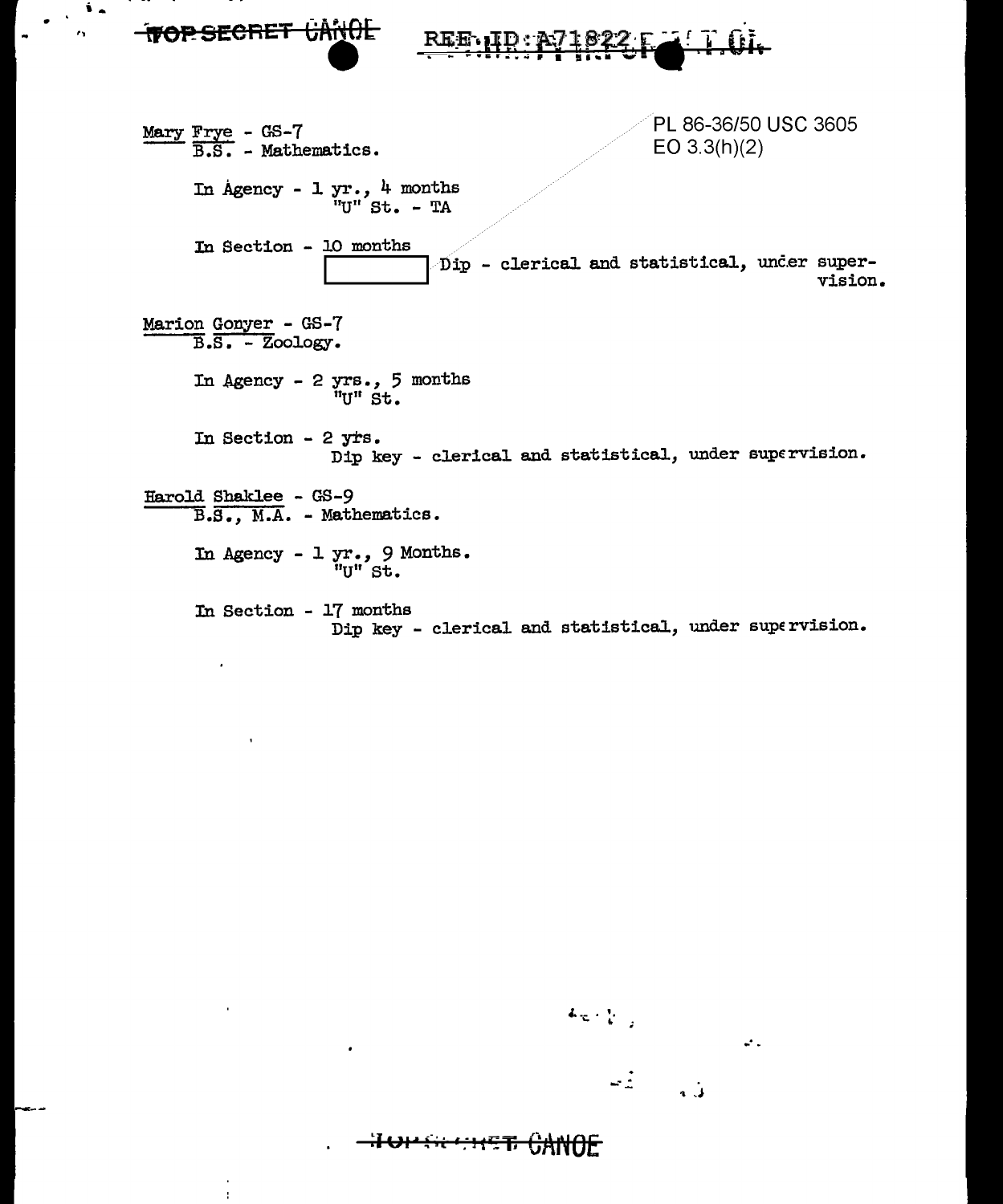PL 86-36/50 USC 3605
EO 3.3(h)(2)

Mary Frye - GS-7
B.S. - Mathematics.

In Agency - 1 yr., 4 months
"U" St. - TA

In Section - 10 months
[ ] Dip - clerical and statistical, under supervision.

Marion Gonyer - GS-7
B.S. - Zoology.

In Agency - 2 yrs., 5 months
"U" St.

In Section - 2 yrs.
Dip key - clerical and statistical, under supervision.

Harold Shaklee - GS-9
B.S., M.A. - Mathematics.

In Agency - 1 yr., 9 Months.
"U" St.

In Section - 17 months
Dip key - clerical and statistical, under supervision.